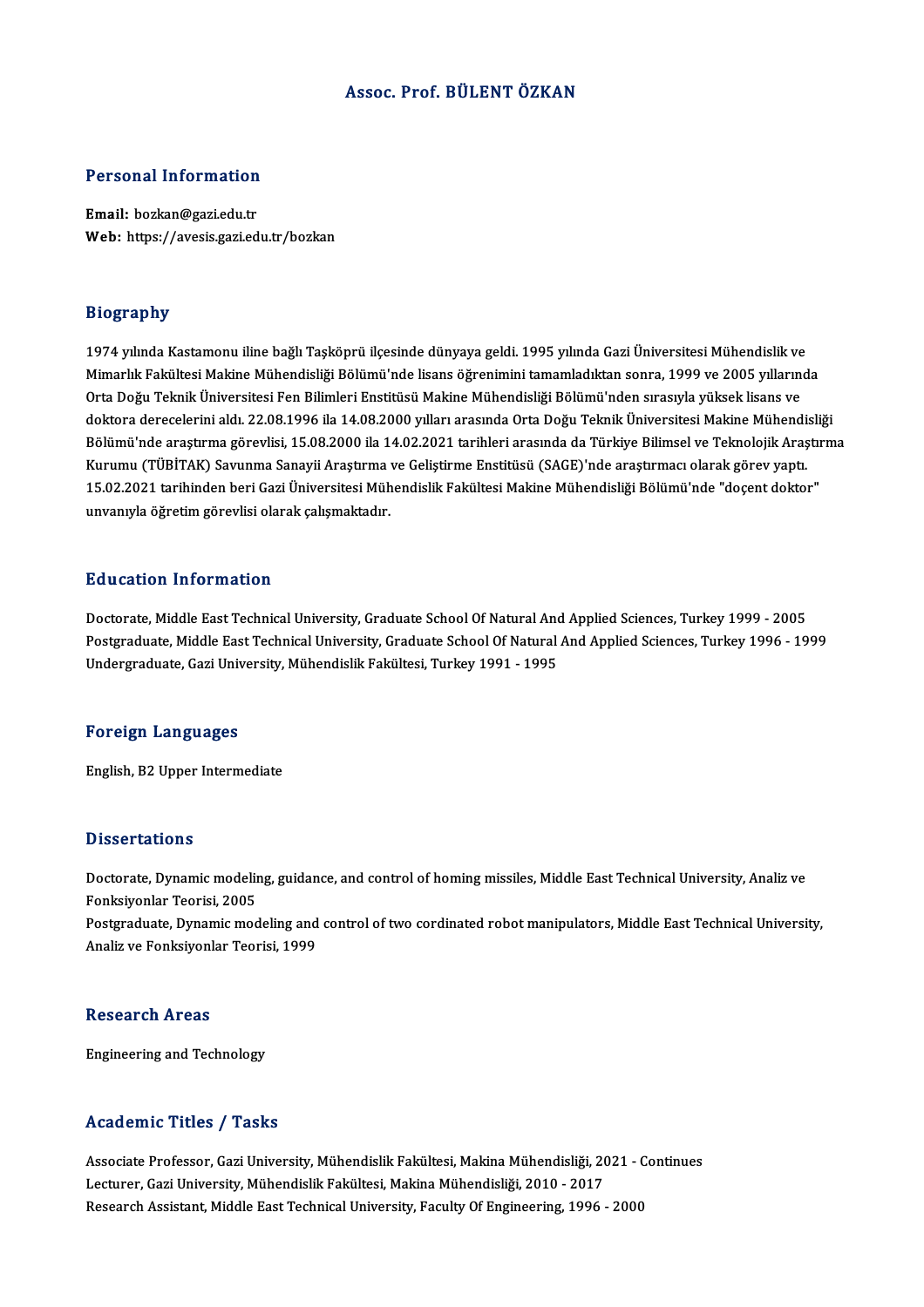# Assoc. Prof. BÜLENT ÖZKAN

## Personal Information

**Email:** bozkan@gazi.edu.tr
**Web:** https://avesis.gazi.edu.tr/bozkan

## Biography

1974 yılında Kastamonu iline bağlı Taşköprü ilçesinde dünyaya geldi. 1995 yılında Gazi Üniversitesi Mühendislik ve Mimarlık Fakültesi Makine Mühendisliği Bölümü'nde lisans öğrenimini tamamladıktan sonra, 1999 ve 2005 yıllarında Orta Doğu Teknik Üniversitesi Fen Bilimleri Enstitüsü Makine Mühendisliği Bölümü'nden sırasıyla yüksek lisans ve doktora derecelerini aldı. 22.08.1996 ila 14.08.2000 yılları arasında Orta Doğu Teknik Üniversitesi Makine Mühendisliği Bölümü'nde araştırma görevlisi, 15.08.2000 ila 14.02.2021 tarihleri arasında da Türkiye Bilimsel ve Teknolojik Araştırma Kurumu (TÜBİTAK) Savunma Sanayii Araştırma ve Geliştirme Enstitüsü (SAGE)'nde araştırmacı olarak görev yaptı. 15.02.2021 tarihinden beri Gazi Üniversitesi Mühendislik Fakültesi Makine Mühendisliği Bölümü'nde "doçent doktor" unvanıyla öğretim görevlisi olarak çalışmaktadır.

## Education Information

Doctorate, Middle East Technical University, Graduate School Of Natural And Applied Sciences, Turkey 1999 - 2005
Postgraduate, Middle East Technical University, Graduate School Of Natural And Applied Sciences, Turkey 1996 - 1999
Undergraduate, Gazi University, Mühendislik Fakültesi, Turkey 1991 - 1995

## Foreign Languages

English, B2 Upper Intermediate

## Dissertations

Doctorate, Dynamic modeling, guidance, and control of homing missiles, Middle East Technical University, Analiz ve Fonksiyonlar Teorisi, 2005
Postgraduate, Dynamic modeling and control of two cordinated robot manipulators, Middle East Technical University, Analiz ve Fonksiyonlar Teorisi, 1999

## Research Areas

Engineering and Technology

## Academic Titles / Tasks

Associate Professor, Gazi University, Mühendislik Fakültesi, Makina Mühendisliği, 2021 - Continues
Lecturer, Gazi University, Mühendislik Fakültesi, Makina Mühendisliği, 2010 - 2017
Research Assistant, Middle East Technical University, Faculty Of Engineering, 1996 - 2000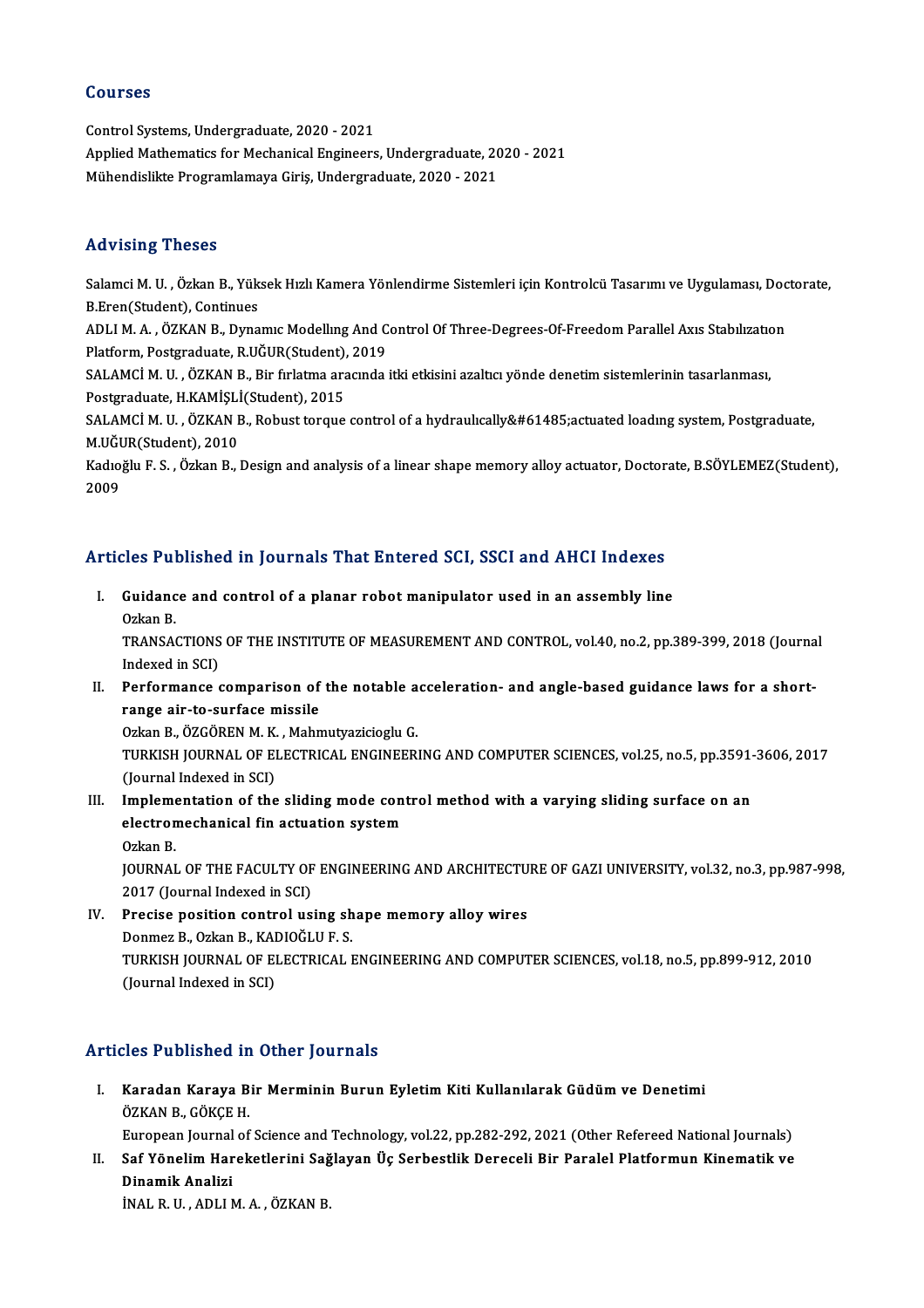## Courses

Control Systems, Undergraduate, 2020 - 2021
Applied Mathematics for Mechanical Engineers, Undergraduate, 2020 - 2021
Mühendislikte Programlamaya Giriş, Undergraduate, 2020 - 2021

## Advising Theses

Salamci M. U. , Özkan B., Yüksek Hızlı Kamera Yönlendirme Sistemleri için Kontrolcü Tasarımı ve Uygulaması, Doctorate, B.Eren(Student), Continues

ADLI M. A. , ÖZKAN B., Dynamıc Modellıng And Control Of Three-Degrees-Of-Freedom Parallel Axıs Stabılızatıon Platform, Postgraduate, R.UĞUR(Student), 2019

SALAMCİ M. U. , ÖZKAN B., Bir fırlatma aracında itki etkisini azaltıcı yönde denetim sistemlerinin tasarlanması, Postgraduate, H.KAMİŞLİ(Student), 2015

SALAMCİ M. U. , ÖZKAN B., Robust torque control of a hydraulıcally&#61485;actuated loadıng system, Postgraduate, M.UĞUR(Student), 2010

Kadıoğlu F. S. , Özkan B., Design and analysis of a linear shape memory alloy actuator, Doctorate, B.SÖYLEMEZ(Student), 2009

## Articles Published in Journals That Entered SCI, SSCI and AHCI Indexes

I. **Guidance and control of a planar robot manipulator used in an assembly line**
   Ozkan B.
   TRANSACTIONS OF THE INSTITUTE OF MEASUREMENT AND CONTROL, vol.40, no.2, pp.389-399, 2018 (Journal Indexed in SCI)

II. **Performance comparison of the notable acceleration- and angle-based guidance laws for a short-range air-to-surface missile**
   Ozkan B., ÖZGÖREN M. K. , Mahmutyazicioglu G.
   TURKISH JOURNAL OF ELECTRICAL ENGINEERING AND COMPUTER SCIENCES, vol.25, no.5, pp.3591-3606, 2017 (Journal Indexed in SCI)

III. **Implementation of the sliding mode control method with a varying sliding surface on an electromechanical fin actuation system**
   Ozkan B.
   JOURNAL OF THE FACULTY OF ENGINEERING AND ARCHITECTURE OF GAZI UNIVERSITY, vol.32, no.3, pp.987-998, 2017 (Journal Indexed in SCI)

IV. **Precise position control using shape memory alloy wires**
   Donmez B., Ozkan B., KADIOĞLU F. S.
   TURKISH JOURNAL OF ELECTRICAL ENGINEERING AND COMPUTER SCIENCES, vol.18, no.5, pp.899-912, 2010 (Journal Indexed in SCI)

## Articles Published in Other Journals

I. **Karadan Karaya Bir Merminin Burun Eyletim Kiti Kullanılarak Güdüm ve Denetimi**
   ÖZKAN B., GÖKÇE H.
   European Journal of Science and Technology, vol.22, pp.282-292, 2021 (Other Refereed National Journals)

II. **Saf Yönelim Hareketlerini Sağlayan Üç Serbestlik Dereceli Bir Paralel Platformun Kinematik ve Dinamik Analizi**
   İNAL R. U. , ADLI M. A. , ÖZKAN B.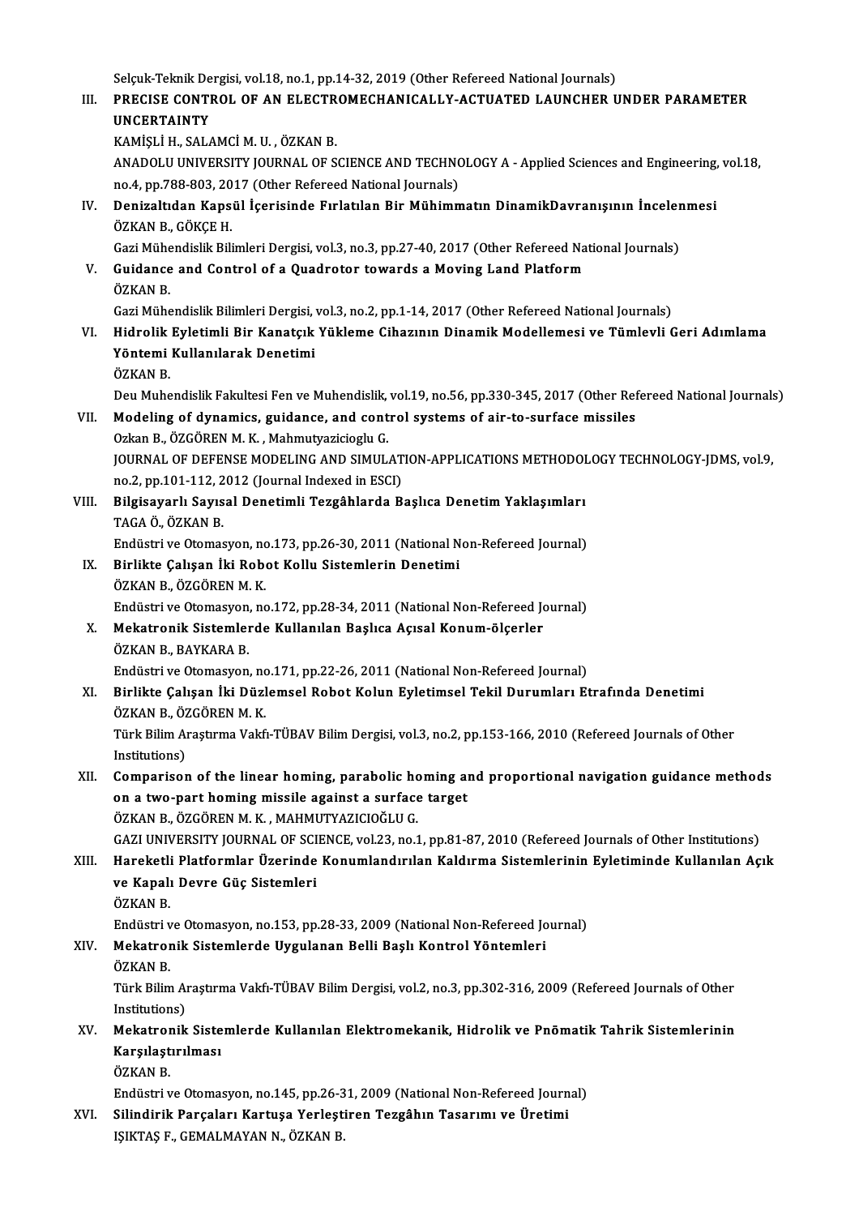Selçuk-Teknik Dergisi, vol.18, no.1, pp.14-32, 2019 (Other Refereed National Journals)

III. **PRECISE CONTROL OF AN ELECTROMECHANICALLY-ACTUATED LAUNCHER UNDER PARAMETER UNCERTAINTY**
KAMİŞLİ H., SALAMCİ M. U. , ÖZKAN B.
ANADOLU UNIVERSITY JOURNAL OF SCIENCE AND TECHNOLOGY A - Applied Sciences and Engineering, vol.18, no.4, pp.788-803, 2017 (Other Refereed National Journals)

IV. **Denizaltıdan Kapsül İçerisinde Fırlatılan Bir Mühimmatın DinamikDavranışının İncelenmesi**
ÖZKAN B., GÖKÇE H.
Gazi Mühendislik Bilimleri Dergisi, vol.3, no.3, pp.27-40, 2017 (Other Refereed National Journals)

V. **Guidance and Control of a Quadrotor towards a Moving Land Platform**
ÖZKAN B.
Gazi Mühendislik Bilimleri Dergisi, vol.3, no.2, pp.1-14, 2017 (Other Refereed National Journals)

VI. **Hidrolik Eyletimli Bir Kanatçık Yükleme Cihazının Dinamik Modellemesi ve Tümlevli Geri Adımlama Yöntemi Kullanılarak Denetimi**
ÖZKAN B.
Deu Muhendislik Fakultesi Fen ve Muhendislik, vol.19, no.56, pp.330-345, 2017 (Other Refereed National Journals)

VII. **Modeling of dynamics, guidance, and control systems of air-to-surface missiles**
Ozkan B., ÖZGÖREN M. K. , Mahmutyazicioglu G.
JOURNAL OF DEFENSE MODELING AND SIMULATION-APPLICATIONS METHODOLOGY TECHNOLOGY-JDMS, vol.9, no.2, pp.101-112, 2012 (Journal Indexed in ESCI)

VIII. **Bilgisayarlı Sayısal Denetimli Tezgâhlarda Başlıca Denetim Yaklaşımları**
TAGA Ö., ÖZKAN B.
Endüstri ve Otomasyon, no.173, pp.26-30, 2011 (National Non-Refereed Journal)

IX. **Birlikte Çalışan İki Robot Kollu Sistemlerin Denetimi**
ÖZKAN B., ÖZGÖREN M. K.
Endüstri ve Otomasyon, no.172, pp.28-34, 2011 (National Non-Refereed Journal)

X. **Mekatronik Sistemlerde Kullanılan Başlıca Açısal Konum-ölçerler**
ÖZKAN B., BAYKARA B.
Endüstri ve Otomasyon, no.171, pp.22-26, 2011 (National Non-Refereed Journal)

XI. **Birlikte Çalışan İki Düzlemsel Robot Kolun Eyletimsel Tekil Durumları Etrafında Denetimi**
ÖZKAN B., ÖZGÖREN M. K.
Türk Bilim Araştırma Vakfı-TÜBAV Bilim Dergisi, vol.3, no.2, pp.153-166, 2010 (Refereed Journals of Other Institutions)

XII. **Comparison of the linear homing, parabolic homing and proportional navigation guidance methods on a two-part homing missile against a surface target**
ÖZKAN B., ÖZGÖREN M. K. , MAHMUTYAZICIOĞLU G.
GAZI UNIVERSITY JOURNAL OF SCIENCE, vol.23, no.1, pp.81-87, 2010 (Refereed Journals of Other Institutions)

XIII. **Hareketli Platformlar Üzerinde Konumlandırılan Kaldırma Sistemlerinin Eyletiminde Kullanılan Açık ve Kapalı Devre Güç Sistemleri**
ÖZKAN B.
Endüstri ve Otomasyon, no.153, pp.28-33, 2009 (National Non-Refereed Journal)

XIV. **Mekatronik Sistemlerde Uygulanan Belli Başlı Kontrol Yöntemleri**
ÖZKAN B.
Türk Bilim Araştırma Vakfı-TÜBAV Bilim Dergisi, vol.2, no.3, pp.302-316, 2009 (Refereed Journals of Other Institutions)

XV. **Mekatronik Sistemlerde Kullanılan Elektromekanik, Hidrolik ve Pnömatik Tahrik Sistemlerinin Karşılaştırılması**
ÖZKAN B.
Endüstri ve Otomasyon, no.145, pp.26-31, 2009 (National Non-Refereed Journal)

XVI. **Silindirik Parçaları Kartuşa Yerleştiren Tezgâhın Tasarımı ve Üretimi**
IŞIKTAŞ F., GEMALMAYAN N., ÖZKAN B.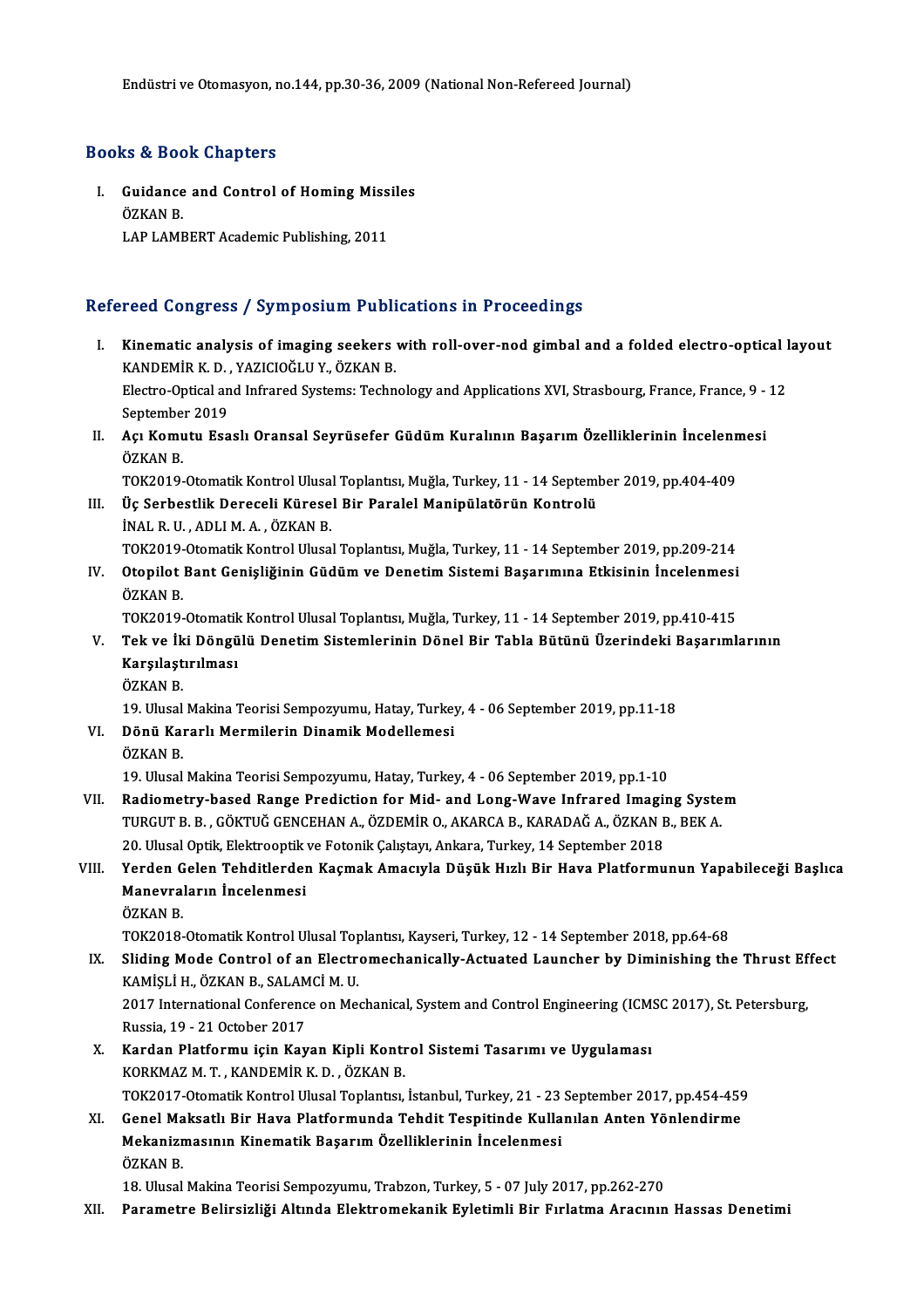Endüstri ve Otomasyon, no.144, pp.30-36, 2009 (National Non-Refereed Journal)

## Books & Book Chapters

I. **Guidance and Control of Homing Missiles**
ÖZKAN B.
LAP LAMBERT Academic Publishing, 2011

## Refereed Congress / Symposium Publications in Proceedings

I. **Kinematic analysis of imaging seekers with roll-over-nod gimbal and a folded electro-optical layout**
KANDEMİR K. D. , YAZICIOĞLU Y., ÖZKAN B.
Electro-Optical and Infrared Systems: Technology and Applications XVI, Strasbourg, France, France, 9 - 12 September 2019

II. **Açı Komutu Esaslı Oransal Seyrüsefer Güdüm Kuralının Başarım Özelliklerinin İncelenmesi**
ÖZKAN B.
TOK2019-Otomatik Kontrol Ulusal Toplantısı, Muğla, Turkey, 11 - 14 September 2019, pp.404-409

III. **Üç Serbestlik Dereceli Küresel Bir Paralel Manipülatörün Kontrolü**
İNAL R. U. , ADLI M. A. , ÖZKAN B.
TOK2019-Otomatik Kontrol Ulusal Toplantısı, Muğla, Turkey, 11 - 14 September 2019, pp.209-214

IV. **Otopilot Bant Genişliğinin Güdüm ve Denetim Sistemi Başarımına Etkisinin İncelenmesi**
ÖZKAN B.
TOK2019-Otomatik Kontrol Ulusal Toplantısı, Muğla, Turkey, 11 - 14 September 2019, pp.410-415

V. **Tek ve İki Döngülü Denetim Sistemlerinin Dönel Bir Tabla Bütünü Üzerindeki Başarımlarının Karşılaştırılması**
ÖZKAN B.
19. Ulusal Makina Teorisi Sempozyumu, Hatay, Turkey, 4 - 06 September 2019, pp.11-18

VI. **Dönü Kararlı Mermilerin Dinamik Modellemesi**
ÖZKAN B.
19. Ulusal Makina Teorisi Sempozyumu, Hatay, Turkey, 4 - 06 September 2019, pp.1-10

VII. **Radiometry-based Range Prediction for Mid- and Long-Wave Infrared Imaging System**
TURGUT B. B. , GÖKTUĞ GENCEHAN A., ÖZDEMİR O., AKARCA B., KARADAĞ A., ÖZKAN B., BEK A.
20. Ulusal Optik, Elektrooptik ve Fotonik Çalıştayı, Ankara, Turkey, 14 September 2018

VIII. **Yerden Gelen Tehditlerden Kaçmak Amacıyla Düşük Hızlı Bir Hava Platformunun Yapabileceği Başlıca Manevraların İncelenmesi**
ÖZKAN B.
TOK2018-Otomatik Kontrol Ulusal Toplantısı, Kayseri, Turkey, 12 - 14 September 2018, pp.64-68

IX. **Sliding Mode Control of an Electromechanically-Actuated Launcher by Diminishing the Thrust Effect**
KAMİŞLİ H., ÖZKAN B., SALAMCİ M. U.
2017 International Conference on Mechanical, System and Control Engineering (ICMSC 2017), St. Petersburg, Russia, 19 - 21 October 2017

X. **Kardan Platformu için Kayan Kipli Kontrol Sistemi Tasarımı ve Uygulaması**
KORKMAZ M. T. , KANDEMİR K. D. , ÖZKAN B.
TOK2017-Otomatik Kontrol Ulusal Toplantısı, İstanbul, Turkey, 21 - 23 September 2017, pp.454-459

XI. **Genel Maksatlı Bir Hava Platformunda Tehdit Tespitinde Kullanılan Anten Yönlendirme Mekanizmasının Kinematik Başarım Özelliklerinin İncelenmesi**
ÖZKAN B.
18. Ulusal Makina Teorisi Sempozyumu, Trabzon, Turkey, 5 - 07 July 2017, pp.262-270

XII. **Parametre Belirsizliği Altında Elektromekanik Eyletimli Bir Fırlatma Aracının Hassas Denetimi**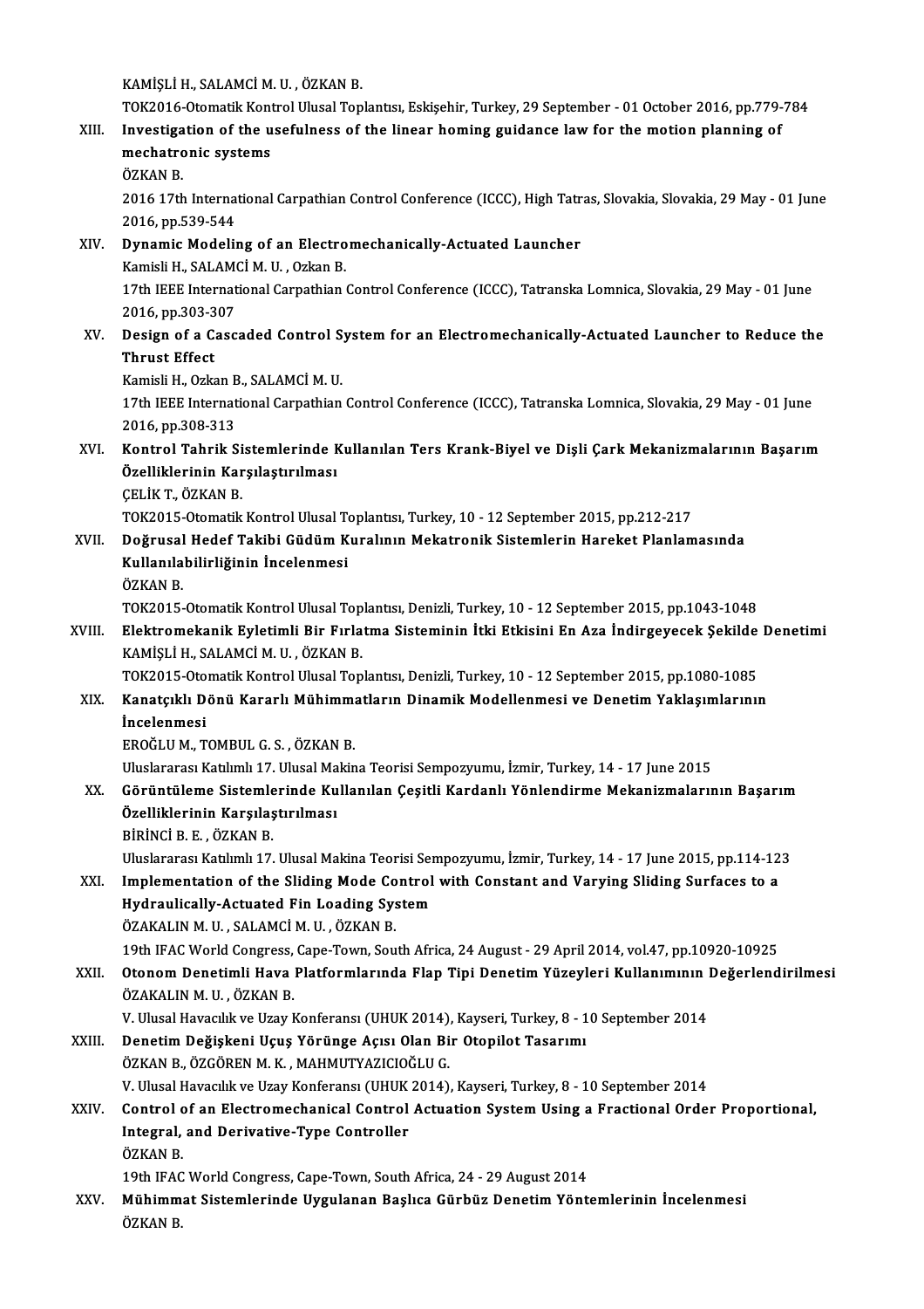KAMİŞLİ H., SALAMCİ M. U. , ÖZKAN B.
TOK2016-Otomatik Kontrol Ulusal Toplantısı, Eskişehir, Turkey, 29 September - 01 October 2016, pp.779-784

XIII. **Investigation of the usefulness of the linear homing guidance law for the motion planning of mechatronic systems**
ÖZKAN B.
2016 17th International Carpathian Control Conference (ICCC), High Tatras, Slovakia, Slovakia, 29 May - 01 June 2016, pp.539-544

XIV. **Dynamic Modeling of an Electromechanically-Actuated Launcher**
Kamisli H., SALAMCİ M. U. , Ozkan B.
17th IEEE International Carpathian Control Conference (ICCC), Tatranska Lomnica, Slovakia, 29 May - 01 June 2016, pp.303-307

XV. **Design of a Cascaded Control System for an Electromechanically-Actuated Launcher to Reduce the Thrust Effect**
Kamisli H., Ozkan B., SALAMCİ M. U.
17th IEEE International Carpathian Control Conference (ICCC), Tatranska Lomnica, Slovakia, 29 May - 01 June 2016, pp.308-313

XVI. **Kontrol Tahrik Sistemlerinde Kullanılan Ters Krank-Biyel ve Dişli Çark Mekanizmalarının Başarım Özelliklerinin Karşılaştırılması**
ÇELİK T., ÖZKAN B.
TOK2015-Otomatik Kontrol Ulusal Toplantısı, Turkey, 10 - 12 September 2015, pp.212-217

XVII. **Doğrusal Hedef Takibi Güdüm Kuralının Mekatronik Sistemlerin Hareket Planlamasında Kullanılabilirliğinin İncelenmesi**
ÖZKAN B.
TOK2015-Otomatik Kontrol Ulusal Toplantısı, Denizli, Turkey, 10 - 12 September 2015, pp.1043-1048

XVIII. **Elektromekanik Eyletimli Bir Fırlatma Sisteminin İtki Etkisini En Aza İndirgeyecek Şekilde Denetimi**
KAMİŞLİ H., SALAMCİ M. U. , ÖZKAN B.
TOK2015-Otomatik Kontrol Ulusal Toplantısı, Denizli, Turkey, 10 - 12 September 2015, pp.1080-1085

XIX. **Kanatçıklı Dönü Kararlı Mühimmatların Dinamik Modellenmesi ve Denetim Yaklaşımlarının İncelenmesi**
EROĞLU M., TOMBUL G. S. , ÖZKAN B.
Uluslararası Katılımlı 17. Ulusal Makina Teorisi Sempozyumu, İzmir, Turkey, 14 - 17 June 2015

XX. **Görüntüleme Sistemlerinde Kullanılan Çeşitli Kardanlı Yönlendirme Mekanizmalarının Başarım Özelliklerinin Karşılaştırılması**
BİRİNCİ B. E. , ÖZKAN B.
Uluslararası Katılımlı 17. Ulusal Makina Teorisi Sempozyumu, İzmir, Turkey, 14 - 17 June 2015, pp.114-123

XXI. **Implementation of the Sliding Mode Control with Constant and Varying Sliding Surfaces to a Hydraulically-Actuated Fin Loading System**
ÖZAKALIN M. U. , SALAMCİ M. U. , ÖZKAN B.
19th IFAC World Congress, Cape-Town, South Africa, 24 August - 29 April 2014, vol.47, pp.10920-10925

XXII. **Otonom Denetimli Hava Platformlarında Flap Tipi Denetim Yüzeyleri Kullanımının Değerlendirilmesi**
ÖZAKALIN M. U. , ÖZKAN B.
V. Ulusal Havacılık ve Uzay Konferansı (UHUK 2014), Kayseri, Turkey, 8 - 10 September 2014

XXIII. **Denetim Değişkeni Uçuş Yörünge Açısı Olan Bir Otopilot Tasarımı**
ÖZKAN B., ÖZGÖREN M. K. , MAHMUTYAZICIOĞLU G.
V. Ulusal Havacılık ve Uzay Konferansı (UHUK 2014), Kayseri, Turkey, 8 - 10 September 2014

XXIV. **Control of an Electromechanical Control Actuation System Using a Fractional Order Proportional, Integral, and Derivative-Type Controller**
ÖZKAN B.
19th IFAC World Congress, Cape-Town, South Africa, 24 - 29 August 2014

XXV. **Mühimmat Sistemlerinde Uygulanan Başlıca Gürbüz Denetim Yöntemlerinin İncelenmesi**
ÖZKAN B.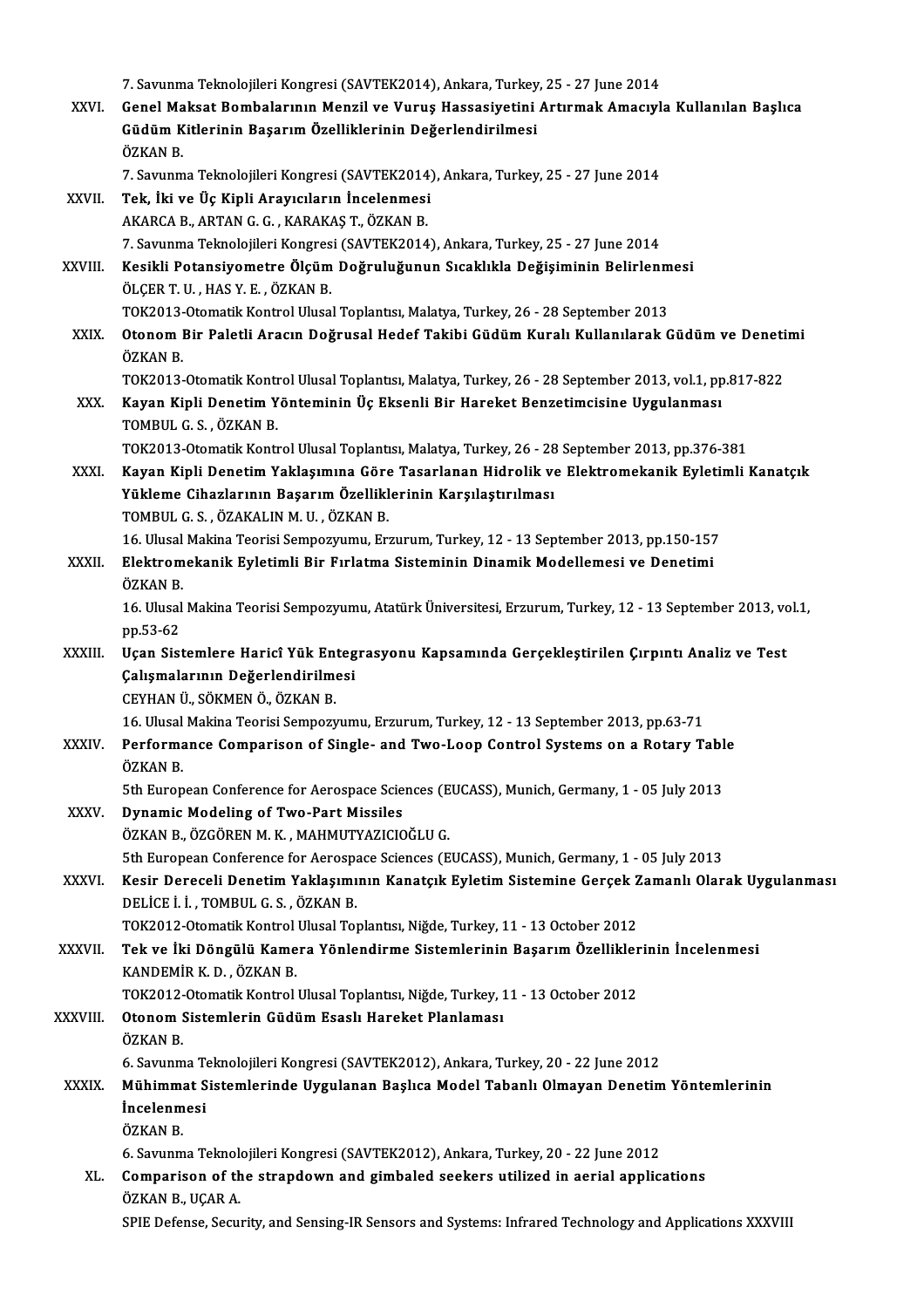7. Savunma Teknolojileri Kongresi (SAVTEK2014), Ankara, Turkey, 25 - 27 June 2014

XXVI. **Genel Maksat Bombalarının Menzil ve Vuruş Hassasiyetini Artırmak Amacıyla Kullanılan Başlıca Güdüm Kitlerinin Başarım Özelliklerinin Değerlendirilmesi**
ÖZKAN B.
7. Savunma Teknolojileri Kongresi (SAVTEK2014), Ankara, Turkey, 25 - 27 June 2014

XXVII. **Tek, İki ve Üç Kipli Arayıcıların İncelenmesi**
AKARCA B., ARTAN G. G. , KARAKAŞ T., ÖZKAN B.
7. Savunma Teknolojileri Kongresi (SAVTEK2014), Ankara, Turkey, 25 - 27 June 2014

XXVIII. **Kesikli Potansiyometre Ölçüm Doğruluğunun Sıcaklıkla Değişiminin Belirlenmesi**
ÖLÇER T. U. , HAS Y. E. , ÖZKAN B.
TOK2013-Otomatik Kontrol Ulusal Toplantısı, Malatya, Turkey, 26 - 28 September 2013

XXIX. **Otonom Bir Paletli Aracın Doğrusal Hedef Takibi Güdüm Kuralı Kullanılarak Güdüm ve Denetimi**
ÖZKAN B.
TOK2013-Otomatik Kontrol Ulusal Toplantısı, Malatya, Turkey, 26 - 28 September 2013, vol.1, pp.817-822

XXX. **Kayan Kipli Denetim Yönteminin Üç Eksenli Bir Hareket Benzetimcisine Uygulanması**
TOMBUL G. S. , ÖZKAN B.
TOK2013-Otomatik Kontrol Ulusal Toplantısı, Malatya, Turkey, 26 - 28 September 2013, pp.376-381

XXXI. **Kayan Kipli Denetim Yaklaşımına Göre Tasarlanan Hidrolik ve Elektromekanik Eyletimli Kanatçık Yükleme Cihazlarının Başarım Özelliklerinin Karşılaştırılması**
TOMBUL G. S. , ÖZAKALIN M. U. , ÖZKAN B.
16. Ulusal Makina Teorisi Sempozyumu, Erzurum, Turkey, 12 - 13 September 2013, pp.150-157

XXXII. **Elektromekanik Eyletimli Bir Fırlatma Sisteminin Dinamik Modellemesi ve Denetimi**
ÖZKAN B.
16. Ulusal Makina Teorisi Sempozyumu, Atatürk Üniversitesi, Erzurum, Turkey, 12 - 13 September 2013, vol.1, pp.53-62

XXXIII. **Uçan Sistemlere Haricî Yük Entegrasyonu Kapsamında Gerçekleştirilen Çırpıntı Analiz ve Test Çalışmalarının Değerlendirilmesi**
CEYHAN Ü., SÖKMEN Ö., ÖZKAN B.
16. Ulusal Makina Teorisi Sempozyumu, Erzurum, Turkey, 12 - 13 September 2013, pp.63-71

XXXIV. **Performance Comparison of Single- and Two-Loop Control Systems on a Rotary Table**
ÖZKAN B.
5th European Conference for Aerospace Sciences (EUCASS), Munich, Germany, 1 - 05 July 2013

XXXV. **Dynamic Modeling of Two-Part Missiles**
ÖZKAN B., ÖZGÖREN M. K. , MAHMUTYAZICIOĞLU G.
5th European Conference for Aerospace Sciences (EUCASS), Munich, Germany, 1 - 05 July 2013

XXXVI. **Kesir Dereceli Denetim Yaklaşımının Kanatçık Eyletim Sistemine Gerçek Zamanlı Olarak Uygulanması**
DELİCE İ. İ. , TOMBUL G. S. , ÖZKAN B.
TOK2012-Otomatik Kontrol Ulusal Toplantısı, Niğde, Turkey, 11 - 13 October 2012

XXXVII. **Tek ve İki Döngülü Kamera Yönlendirme Sistemlerinin Başarım Özelliklerinin İncelenmesi**
KANDEMİR K. D. , ÖZKAN B.
TOK2012-Otomatik Kontrol Ulusal Toplantısı, Niğde, Turkey, 11 - 13 October 2012

XXXVIII. **Otonom Sistemlerin Güdüm Esaslı Hareket Planlaması**
ÖZKAN B.
6. Savunma Teknolojileri Kongresi (SAVTEK2012), Ankara, Turkey, 20 - 22 June 2012

XXXIX. **Mühimmat Sistemlerinde Uygulanan Başlıca Model Tabanlı Olmayan Denetim Yöntemlerinin İncelenmesi**
ÖZKAN B.
6. Savunma Teknolojileri Kongresi (SAVTEK2012), Ankara, Turkey, 20 - 22 June 2012

XL. **Comparison of the strapdown and gimbaled seekers utilized in aerial applications**
ÖZKAN B., UÇAR A.
SPIE Defense, Security, and Sensing-IR Sensors and Systems: Infrared Technology and Applications XXXVIII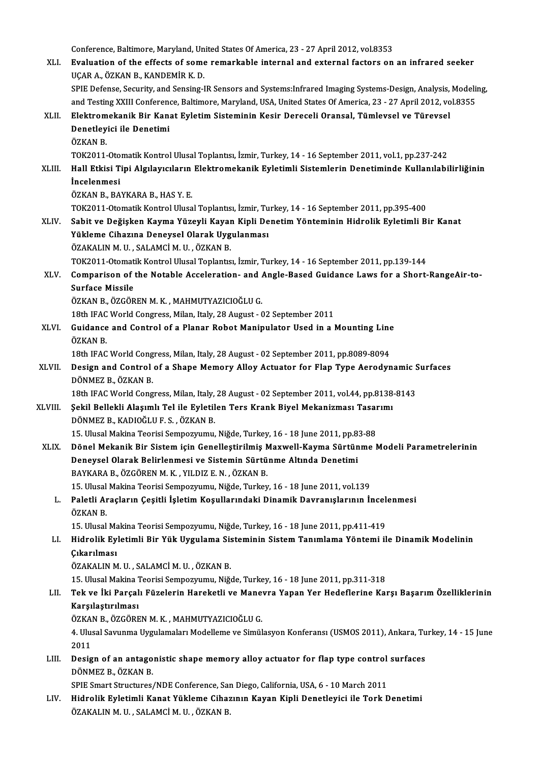Conference, Baltimore, Maryland, United States Of America, 23 - 27 April 2012, vol.8353

XLI. **Evaluation of the effects of some remarkable internal and external factors on an infrared seeker**
UÇAR A., ÖZKAN B., KANDEMİR K. D.
SPIE Defense, Security, and Sensing-IR Sensors and Systems:Infrared Imaging Systems-Design, Analysis, Modeling, and Testing XXIII Conference, Baltimore, Maryland, USA, United States Of America, 23 - 27 April 2012, vol.8355

XLII. **Elektromekanik Bir Kanat Eyletim Sisteminin Kesir Dereceli Oransal, Tümlevsel ve Türevsel Denetleyici ile Denetimi**
ÖZKAN B.
TOK2011-Otomatik Kontrol Ulusal Toplantısı, İzmir, Turkey, 14 - 16 September 2011, vol.1, pp.237-242

XLIII. **Hall Etkisi Tipi Algılayıcıların Elektromekanik Eyletimli Sistemlerin Denetiminde Kullanılabilirliğinin İncelenmesi**
ÖZKAN B., BAYKARA B., HAS Y. E.
TOK2011-Otomatik Kontrol Ulusal Toplantısı, İzmir, Turkey, 14 - 16 September 2011, pp.395-400

XLIV. **Sabit ve Değişken Kayma Yüzeyli Kayan Kipli Denetim Yönteminin Hidrolik Eyletimli Bir Kanat Yükleme Cihazına Deneysel Olarak Uygulanması**
ÖZAKALIN M. U. , SALAMCİ M. U. , ÖZKAN B.
TOK2011-Otomatik Kontrol Ulusal Toplantısı, İzmir, Turkey, 14 - 16 September 2011, pp.139-144

XLV. **Comparison of the Notable Acceleration- and Angle-Based Guidance Laws for a Short-RangeAir-to-Surface Missile**
ÖZKAN B., ÖZGÖREN M. K. , MAHMUTYAZICIOĞLU G.
18th IFAC World Congress, Milan, Italy, 28 August - 02 September 2011

XLVI. **Guidance and Control of a Planar Robot Manipulator Used in a Mounting Line**
ÖZKAN B.
18th IFAC World Congress, Milan, Italy, 28 August - 02 September 2011, pp.8089-8094

XLVII. **Design and Control of a Shape Memory Alloy Actuator for Flap Type Aerodynamic Surfaces**
DÖNMEZ B., ÖZKAN B.
18th IFAC World Congress, Milan, Italy, 28 August - 02 September 2011, vol.44, pp.8138-8143

XLVIII. **Şekil Bellekli Alaşımlı Tel ile Eyletilen Ters Krank Biyel Mekanizması Tasarımı**
DÖNMEZ B., KADIOĞLU F. S. , ÖZKAN B.
15. Ulusal Makina Teorisi Sempozyumu, Niğde, Turkey, 16 - 18 June 2011, pp.83-88

XLIX. **Dönel Mekanik Bir Sistem için Genelleştirilmiş Maxwell-Kayma Sürtünme Modeli Parametrelerinin Deneysel Olarak Belirlenmesi ve Sistemin Sürtünme Altında Denetimi**
BAYKARA B., ÖZGÖREN M. K. , YILDIZ E. N. , ÖZKAN B.
15. Ulusal Makina Teorisi Sempozyumu, Niğde, Turkey, 16 - 18 June 2011, vol.139

L. **Paletli Araçların Çeşitli İşletim Koşullarındaki Dinamik Davranışlarının İncelenmesi**
ÖZKAN B.
15. Ulusal Makina Teorisi Sempozyumu, Niğde, Turkey, 16 - 18 June 2011, pp.411-419

LI. **Hidrolik Eyletimli Bir Yük Uygulama Sisteminin Sistem Tanımlama Yöntemi ile Dinamik Modelinin Çıkarılması**
ÖZAKALIN M. U. , SALAMCİ M. U. , ÖZKAN B.
15. Ulusal Makina Teorisi Sempozyumu, Niğde, Turkey, 16 - 18 June 2011, pp.311-318

LII. **Tek ve İki Parçalı Füzelerin Hareketli ve Manevra Yapan Yer Hedeflerine Karşı Başarım Özelliklerinin Karşılaştırılması**
ÖZKAN B., ÖZGÖREN M. K. , MAHMUTYAZICIOĞLU G.
4. Ulusal Savunma Uygulamaları Modelleme ve Simülasyon Konferansı (USMOS 2011), Ankara, Turkey, 14 - 15 June 2011

LIII. **Design of an antagonistic shape memory alloy actuator for flap type control surfaces**
DÖNMEZ B., ÖZKAN B.
SPIE Smart Structures/NDE Conference, San Diego, California, USA, 6 - 10 March 2011

LIV. **Hidrolik Eyletimli Kanat Yükleme Cihazının Kayan Kipli Denetleyici ile Tork Denetimi**
ÖZAKALIN M. U. , SALAMCİ M. U. , ÖZKAN B.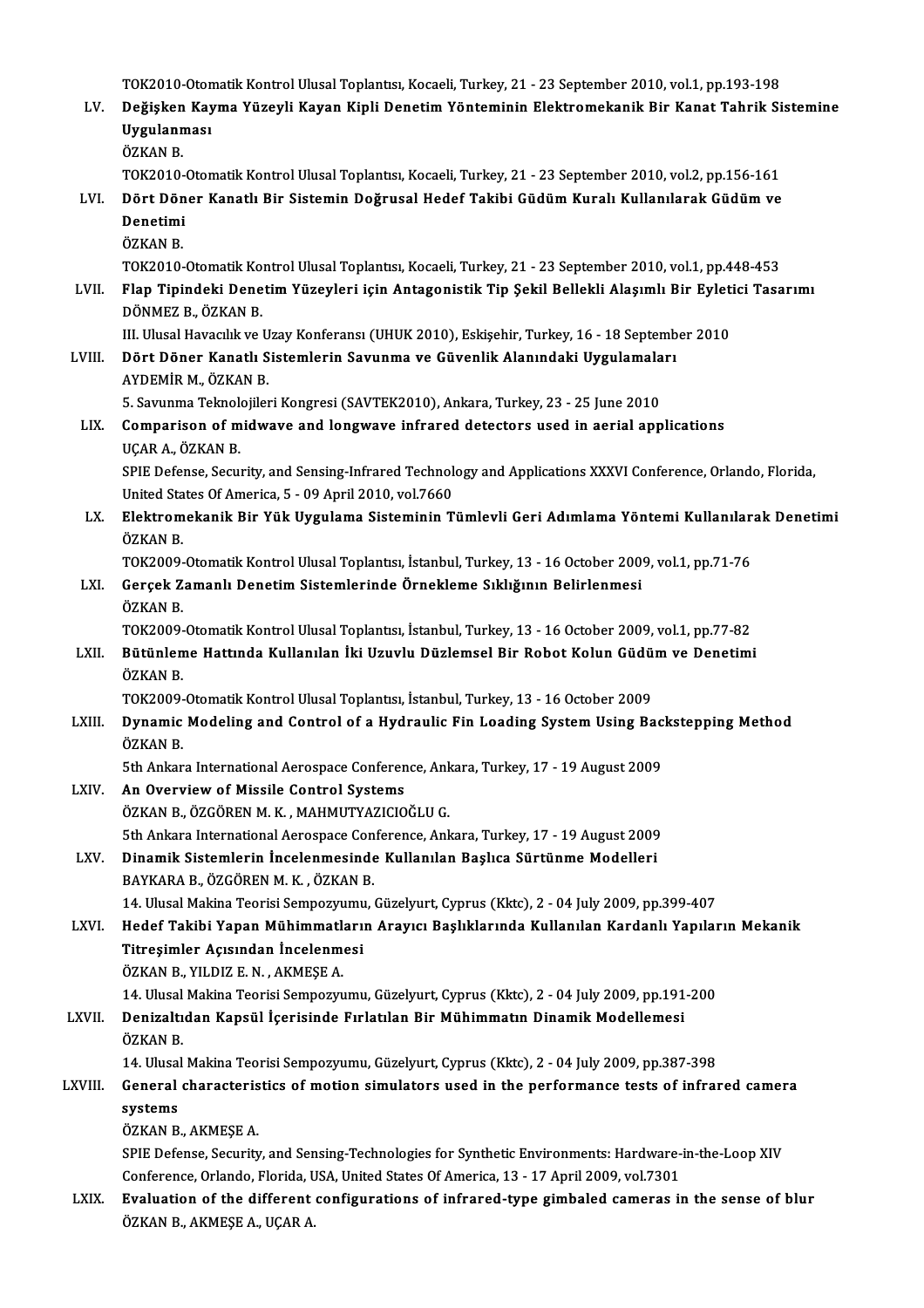TOK2010-Otomatik Kontrol Ulusal Toplantısı, Kocaeli, Turkey, 21 - 23 September 2010, vol.1, pp.193-198

LV. **Değişken Kayma Yüzeyli Kayan Kipli Denetim Yönteminin Elektromekanik Bir Kanat Tahrik Sistemine Uygulanması**
ÖZKAN B.
TOK2010-Otomatik Kontrol Ulusal Toplantısı, Kocaeli, Turkey, 21 - 23 September 2010, vol.2, pp.156-161

LVI. **Dört Döner Kanatlı Bir Sistemin Doğrusal Hedef Takibi Güdüm Kuralı Kullanılarak Güdüm ve Denetimi**
ÖZKAN B.
TOK2010-Otomatik Kontrol Ulusal Toplantısı, Kocaeli, Turkey, 21 - 23 September 2010, vol.1, pp.448-453

LVII. **Flap Tipindeki Denetim Yüzeyleri için Antagonistik Tip Şekil Bellekli Alaşımlı Bir Eyletici Tasarımı**
DÖNMEZ B., ÖZKAN B.
III. Ulusal Havacılık ve Uzay Konferansı (UHUK 2010), Eskişehir, Turkey, 16 - 18 September 2010

LVIII. **Dört Döner Kanatlı Sistemlerin Savunma ve Güvenlik Alanındaki Uygulamaları**
AYDEMİR M., ÖZKAN B.
5. Savunma Teknolojileri Kongresi (SAVTEK2010), Ankara, Turkey, 23 - 25 June 2010

LIX. **Comparison of midwave and longwave infrared detectors used in aerial applications**
UÇAR A., ÖZKAN B.
SPIE Defense, Security, and Sensing-Infrared Technology and Applications XXXVI Conference, Orlando, Florida, United States Of America, 5 - 09 April 2010, vol.7660

LX. **Elektromekanik Bir Yük Uygulama Sisteminin Tümlevli Geri Adımlama Yöntemi Kullanılarak Denetimi**
ÖZKAN B.
TOK2009-Otomatik Kontrol Ulusal Toplantısı, İstanbul, Turkey, 13 - 16 October 2009, vol.1, pp.71-76

LXI. **Gerçek Zamanlı Denetim Sistemlerinde Örnekleme Sıklığının Belirlenmesi**
ÖZKAN B.
TOK2009-Otomatik Kontrol Ulusal Toplantısı, İstanbul, Turkey, 13 - 16 October 2009, vol.1, pp.77-82

LXII. **Bütünleme Hattında Kullanılan İki Uzuvlu Düzlemsel Bir Robot Kolun Güdüm ve Denetimi**
ÖZKAN B.
TOK2009-Otomatik Kontrol Ulusal Toplantısı, İstanbul, Turkey, 13 - 16 October 2009

LXIII. **Dynamic Modeling and Control of a Hydraulic Fin Loading System Using Backstepping Method**
ÖZKAN B.
5th Ankara International Aerospace Conference, Ankara, Turkey, 17 - 19 August 2009

LXIV. **An Overview of Missile Control Systems**
ÖZKAN B., ÖZGÖREN M. K. , MAHMUTYAZICIOĞLU G.
5th Ankara International Aerospace Conference, Ankara, Turkey, 17 - 19 August 2009

LXV. **Dinamik Sistemlerin İncelenmesinde Kullanılan Başlıca Sürtünme Modelleri**
BAYKARA B., ÖZGÖREN M. K. , ÖZKAN B.
14. Ulusal Makina Teorisi Sempozyumu, Güzelyurt, Cyprus (Kktc), 2 - 04 July 2009, pp.399-407

LXVI. **Hedef Takibi Yapan Mühimmatların Arayıcı Başlıklarında Kullanılan Kardanlı Yapıların Mekanik Titreşimler Açısından İncelenmesi**
ÖZKAN B., YILDIZ E. N. , AKMEŞE A.
14. Ulusal Makina Teorisi Sempozyumu, Güzelyurt, Cyprus (Kktc), 2 - 04 July 2009, pp.191-200

LXVII. **Denizaltıdan Kapsül İçerisinde Fırlatılan Bir Mühimmatın Dinamik Modellemesi**
ÖZKAN B.
14. Ulusal Makina Teorisi Sempozyumu, Güzelyurt, Cyprus (Kktc), 2 - 04 July 2009, pp.387-398

LXVIII. **General characteristics of motion simulators used in the performance tests of infrared camera systems**
ÖZKAN B., AKMEŞE A.
SPIE Defense, Security, and Sensing-Technologies for Synthetic Environments: Hardware-in-the-Loop XIV Conference, Orlando, Florida, USA, United States Of America, 13 - 17 April 2009, vol.7301

LXIX. **Evaluation of the different configurations of infrared-type gimbaled cameras in the sense of blur**
ÖZKAN B., AKMEŞE A., UÇAR A.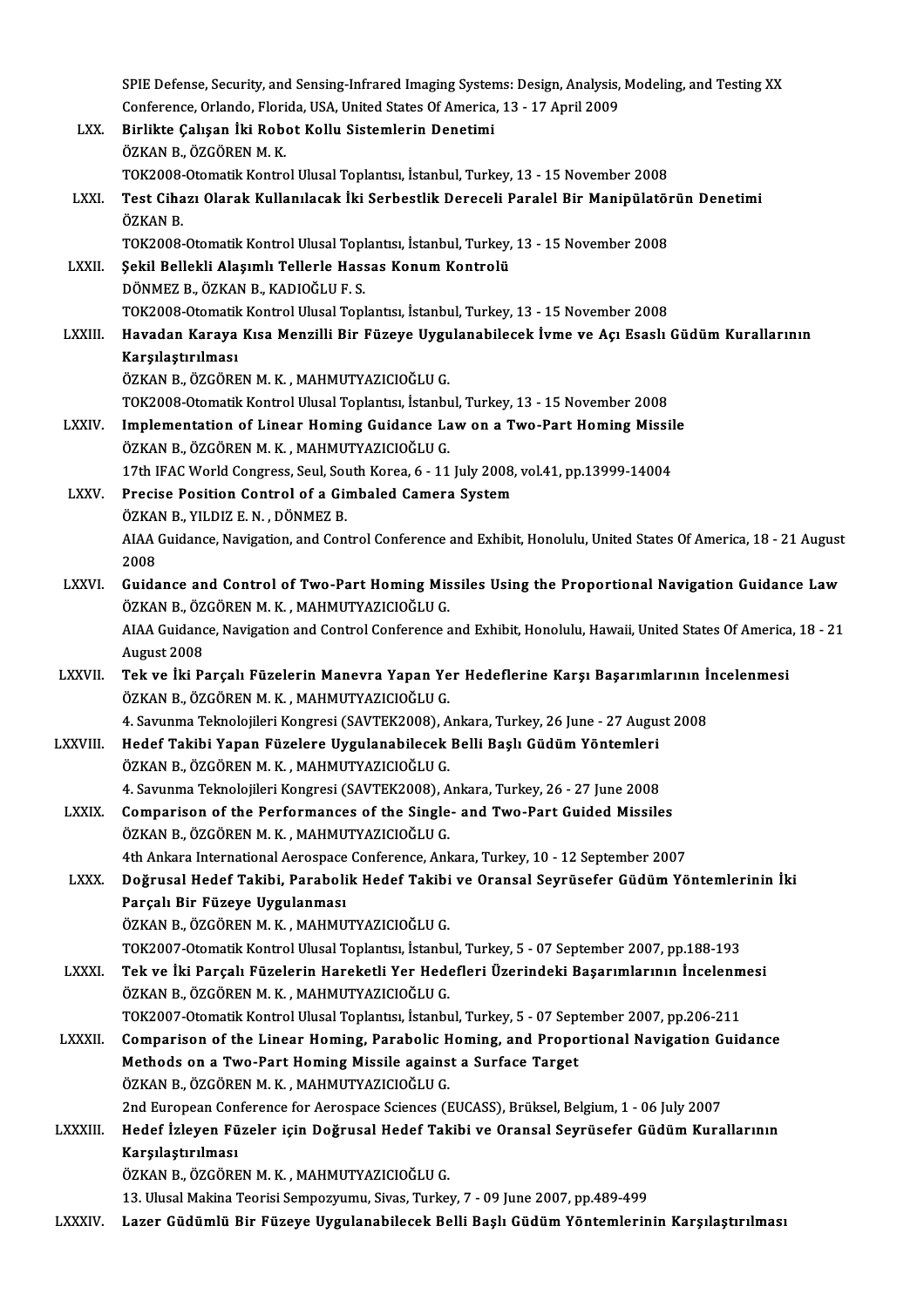SPIE Defense, Security, and Sensing-Infrared Imaging Systems: Design, Analysis, Modeling, and Testing XX Conference, Orlando, Florida, USA, United States Of America, 13 - 17 April 2009

LXX. **Birlikte Çalışan İki Robot Kollu Sistemlerin Denetimi**
ÖZKAN B., ÖZGÖREN M. K.
TOK2008-Otomatik Kontrol Ulusal Toplantısı, İstanbul, Turkey, 13 - 15 November 2008

LXXI. **Test Cihazı Olarak Kullanılacak İki Serbestlik Dereceli Paralel Bir Manipülatörün Denetimi**
ÖZKAN B.
TOK2008-Otomatik Kontrol Ulusal Toplantısı, İstanbul, Turkey, 13 - 15 November 2008

LXXII. **Şekil Bellekli Alaşımlı Tellerle Hassas Konum Kontrolü**
DÖNMEZ B., ÖZKAN B., KADIOĞLU F. S.
TOK2008-Otomatik Kontrol Ulusal Toplantısı, İstanbul, Turkey, 13 - 15 November 2008

LXXIII. **Havadan Karaya Kısa Menzilli Bir Füzeye Uygulanabilecek İvme ve Açı Esaslı Güdüm Kurallarının Karşılaştırılması**
ÖZKAN B., ÖZGÖREN M. K. , MAHMUTYAZICIOĞLU G.
TOK2008-Otomatik Kontrol Ulusal Toplantısı, İstanbul, Turkey, 13 - 15 November 2008

LXXIV. **Implementation of Linear Homing Guidance Law on a Two-Part Homing Missile**
ÖZKAN B., ÖZGÖREN M. K. , MAHMUTYAZICIOĞLU G.
17th IFAC World Congress, Seul, South Korea, 6 - 11 July 2008, vol.41, pp.13999-14004

LXXV. **Precise Position Control of a Gimbaled Camera System**
ÖZKAN B., YILDIZ E. N. , DÖNMEZ B.
AIAA Guidance, Navigation, and Control Conference and Exhibit, Honolulu, United States Of America, 18 - 21 August 2008

LXXVI. **Guidance and Control of Two-Part Homing Missiles Using the Proportional Navigation Guidance Law**
ÖZKAN B., ÖZGÖREN M. K. , MAHMUTYAZICIOĞLU G.
AIAA Guidance, Navigation and Control Conference and Exhibit, Honolulu, Hawaii, United States Of America, 18 - 21 August 2008

LXXVII. **Tek ve İki Parçalı Füzelerin Manevra Yapan Yer Hedeflerine Karşı Başarımlarının İncelenmesi**
ÖZKAN B., ÖZGÖREN M. K. , MAHMUTYAZICIOĞLU G.
4. Savunma Teknolojileri Kongresi (SAVTEK2008), Ankara, Turkey, 26 June - 27 August 2008

LXXVIII. **Hedef Takibi Yapan Füzelere Uygulanabilecek Belli Başlı Güdüm Yöntemleri**
ÖZKAN B., ÖZGÖREN M. K. , MAHMUTYAZICIOĞLU G.
4. Savunma Teknolojileri Kongresi (SAVTEK2008), Ankara, Turkey, 26 - 27 June 2008

LXXIX. **Comparison of the Performances of the Single- and Two-Part Guided Missiles**
ÖZKAN B., ÖZGÖREN M. K. , MAHMUTYAZICIOĞLU G.
4th Ankara International Aerospace Conference, Ankara, Turkey, 10 - 12 September 2007

LXXX. **Doğrusal Hedef Takibi, Parabolik Hedef Takibi ve Oransal Seyrüsefer Güdüm Yöntemlerinin İki Parçalı Bir Füzeye Uygulanması**
ÖZKAN B., ÖZGÖREN M. K. , MAHMUTYAZICIOĞLU G.
TOK2007-Otomatik Kontrol Ulusal Toplantısı, İstanbul, Turkey, 5 - 07 September 2007, pp.188-193

LXXXI. **Tek ve İki Parçalı Füzelerin Hareketli Yer Hedefleri Üzerindeki Başarımlarının İncelenmesi**
ÖZKAN B., ÖZGÖREN M. K. , MAHMUTYAZICIOĞLU G.
TOK2007-Otomatik Kontrol Ulusal Toplantısı, İstanbul, Turkey, 5 - 07 September 2007, pp.206-211

LXXXII. **Comparison of the Linear Homing, Parabolic Homing, and Proportional Navigation Guidance Methods on a Two-Part Homing Missile against a Surface Target**
ÖZKAN B., ÖZGÖREN M. K. , MAHMUTYAZICIOĞLU G.
2nd European Conference for Aerospace Sciences (EUCASS), Brüksel, Belgium, 1 - 06 July 2007

LXXXIII. **Hedef İzleyen Füzeler için Doğrusal Hedef Takibi ve Oransal Seyrüsefer Güdüm Kurallarının Karşılaştırılması**
ÖZKAN B., ÖZGÖREN M. K. , MAHMUTYAZICIOĞLU G.
13. Ulusal Makina Teorisi Sempozyumu, Sivas, Turkey, 7 - 09 June 2007, pp.489-499

LXXXIV. **Lazer Güdümlü Bir Füzeye Uygulanabilecek Belli Başlı Güdüm Yöntemlerinin Karşılaştırılması**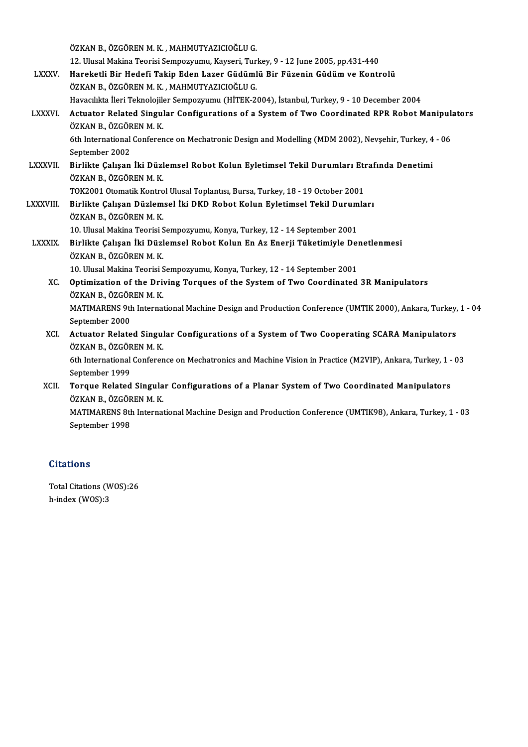ÖZKAN B., ÖZGÖREN M. K. , MAHMUTYAZICIOĞLU G.
12. Ulusal Makina Teorisi Sempozyumu, Kayseri, Turkey, 9 - 12 June 2005, pp.431-440

LXXXV. **Hareketli Bir Hedefi Takip Eden Lazer Güdümlü Bir Füzenin Güdüm ve Kontrolü**
ÖZKAN B., ÖZGÖREN M. K. , MAHMUTYAZICIOĞLU G.
Havacılıkta İleri Teknolojiler Sempozyumu (HİTEK-2004), İstanbul, Turkey, 9 - 10 December 2004

LXXXVI. **Actuator Related Singular Configurations of a System of Two Coordinated RPR Robot Manipulators**
ÖZKAN B., ÖZGÖREN M. K.
6th International Conference on Mechatronic Design and Modelling (MDM 2002), Nevşehir, Turkey, 4 - 06 September 2002

LXXXVII. **Birlikte Çalışan İki Düzlemsel Robot Kolun Eyletimsel Tekil Durumları Etrafında Denetimi**
ÖZKAN B., ÖZGÖREN M. K.
TOK2001 Otomatik Kontrol Ulusal Toplantısı, Bursa, Turkey, 18 - 19 October 2001

LXXXVIII. **Birlikte Çalışan Düzlemsel İki DKD Robot Kolun Eyletimsel Tekil Durumları**
ÖZKAN B., ÖZGÖREN M. K.
10. Ulusal Makina Teorisi Sempozyumu, Konya, Turkey, 12 - 14 September 2001

LXXXIX. **Birlikte Çalışan İki Düzlemsel Robot Kolun En Az Enerji Tüketimiyle Denetlenmesi**
ÖZKAN B., ÖZGÖREN M. K.
10. Ulusal Makina Teorisi Sempozyumu, Konya, Turkey, 12 - 14 September 2001

XC. **Optimization of the Driving Torques of the System of Two Coordinated 3R Manipulators**
ÖZKAN B., ÖZGÖREN M. K.
MATIMARENS 9th International Machine Design and Production Conference (UMTIK 2000), Ankara, Turkey, 1 - 04 September 2000

XCI. **Actuator Related Singular Configurations of a System of Two Cooperating SCARA Manipulators**
ÖZKAN B., ÖZGÖREN M. K.
6th International Conference on Mechatronics and Machine Vision in Practice (M2VIP), Ankara, Turkey, 1 - 03 September 1999

XCII. **Torque Related Singular Configurations of a Planar System of Two Coordinated Manipulators**
ÖZKAN B., ÖZGÖREN M. K.
MATIMARENS 8th International Machine Design and Production Conference (UMTIK98), Ankara, Turkey, 1 - 03 September 1998

## Citations

Total Citations (WOS):26
h-index (WOS):3